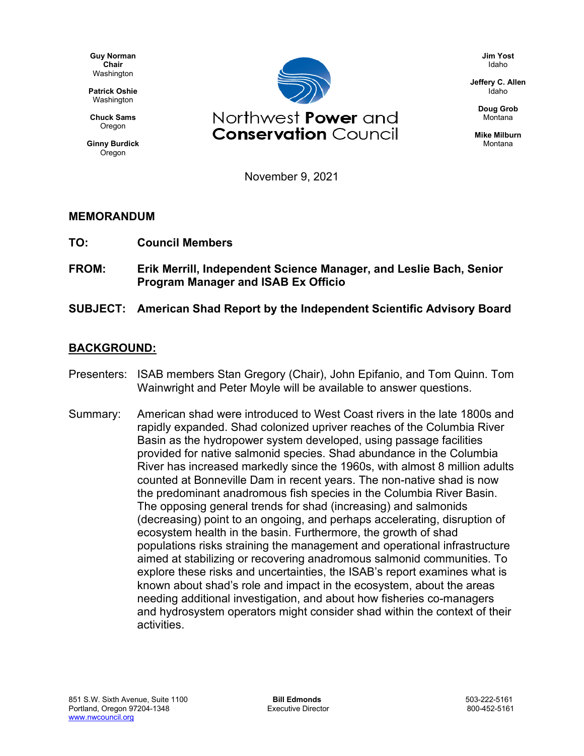Guy Norman
Chair
Washington

Patrick Oshie
Washington

Chuck Sams
Oregon

Ginny Burdick
Oregon

Northwest **Power** and **Conservation** Council

Jim Yost
Idaho

Jeffery C. Allen
Idaho

Doug Grob
Montana

Mike Milburn
Montana

November 9, 2021

**MEMORANDUM**

**TO:** **Council Members**

**FROM:** **Erik Merrill, Independent Science Manager, and Leslie Bach, Senior Program Manager and ISAB Ex Officio**

**SUBJECT:** **American Shad Report by the Independent Scientific Advisory Board**

## BACKGROUND:

Presenters: ISAB members Stan Gregory (Chair), John Epifanio, and Tom Quinn. Tom Wainwright and Peter Moyle will be available to answer questions.

Summary: American shad were introduced to West Coast rivers in the late 1800s and rapidly expanded. Shad colonized upriver reaches of the Columbia River Basin as the hydropower system developed, using passage facilities provided for native salmonid species. Shad abundance in the Columbia River has increased markedly since the 1960s, with almost 8 million adults counted at Bonneville Dam in recent years. The non-native shad is now the predominant anadromous fish species in the Columbia River Basin. The opposing general trends for shad (increasing) and salmonids (decreasing) point to an ongoing, and perhaps accelerating, disruption of ecosystem health in the basin. Furthermore, the growth of shad populations risks straining the management and operational infrastructure aimed at stabilizing or recovering anadromous salmonid communities. To explore these risks and uncertainties, the ISAB's report examines what is known about shad's role and impact in the ecosystem, about the areas needing additional investigation, and about how fisheries co-managers and hydrosystem operators might consider shad within the context of their activities.

851 S.W. Sixth Avenue, Suite 1100
Portland, Oregon 97204-1348
www.nwcouncil.org

**Bill Edmonds**
Executive Director

503-222-5161
800-452-5161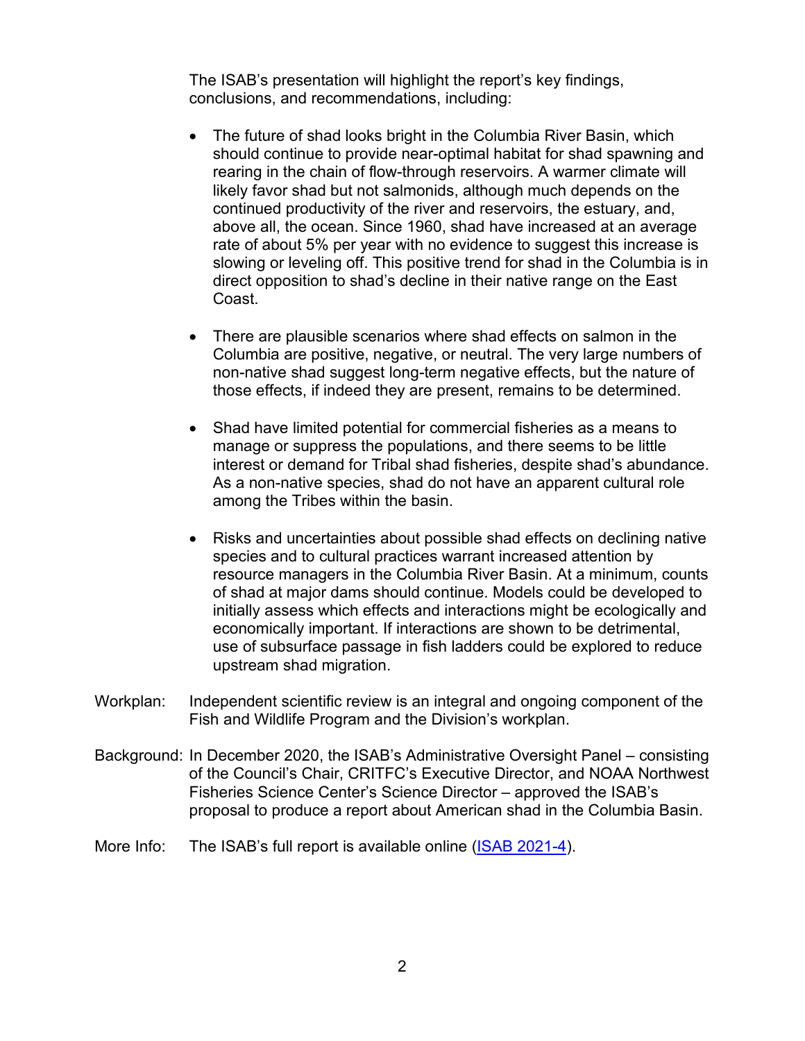The ISAB's presentation will highlight the report's key findings, conclusions, and recommendations, including:

- The future of shad looks bright in the Columbia River Basin, which should continue to provide near-optimal habitat for shad spawning and rearing in the chain of flow-through reservoirs. A warmer climate will likely favor shad but not salmonids, although much depends on the continued productivity of the river and reservoirs, the estuary, and, above all, the ocean. Since 1960, shad have increased at an average rate of about 5% per year with no evidence to suggest this increase is slowing or leveling off. This positive trend for shad in the Columbia is in direct opposition to shad's decline in their native range on the East Coast.

- There are plausible scenarios where shad effects on salmon in the Columbia are positive, negative, or neutral. The very large numbers of non-native shad suggest long-term negative effects, but the nature of those effects, if indeed they are present, remains to be determined.

- Shad have limited potential for commercial fisheries as a means to manage or suppress the populations, and there seems to be little interest or demand for Tribal shad fisheries, despite shad's abundance. As a non-native species, shad do not have an apparent cultural role among the Tribes within the basin.

- Risks and uncertainties about possible shad effects on declining native species and to cultural practices warrant increased attention by resource managers in the Columbia River Basin. At a minimum, counts of shad at major dams should continue. Models could be developed to initially assess which effects and interactions might be ecologically and economically important. If interactions are shown to be detrimental, use of subsurface passage in fish ladders could be explored to reduce upstream shad migration.

Workplan: Independent scientific review is an integral and ongoing component of the Fish and Wildlife Program and the Division's workplan.

Background: In December 2020, the ISAB's Administrative Oversight Panel – consisting of the Council's Chair, CRITFC's Executive Director, and NOAA Northwest Fisheries Science Center's Science Director – approved the ISAB's proposal to produce a report about American shad in the Columbia Basin.

More Info: The ISAB's full report is available online (ISAB 2021-4).